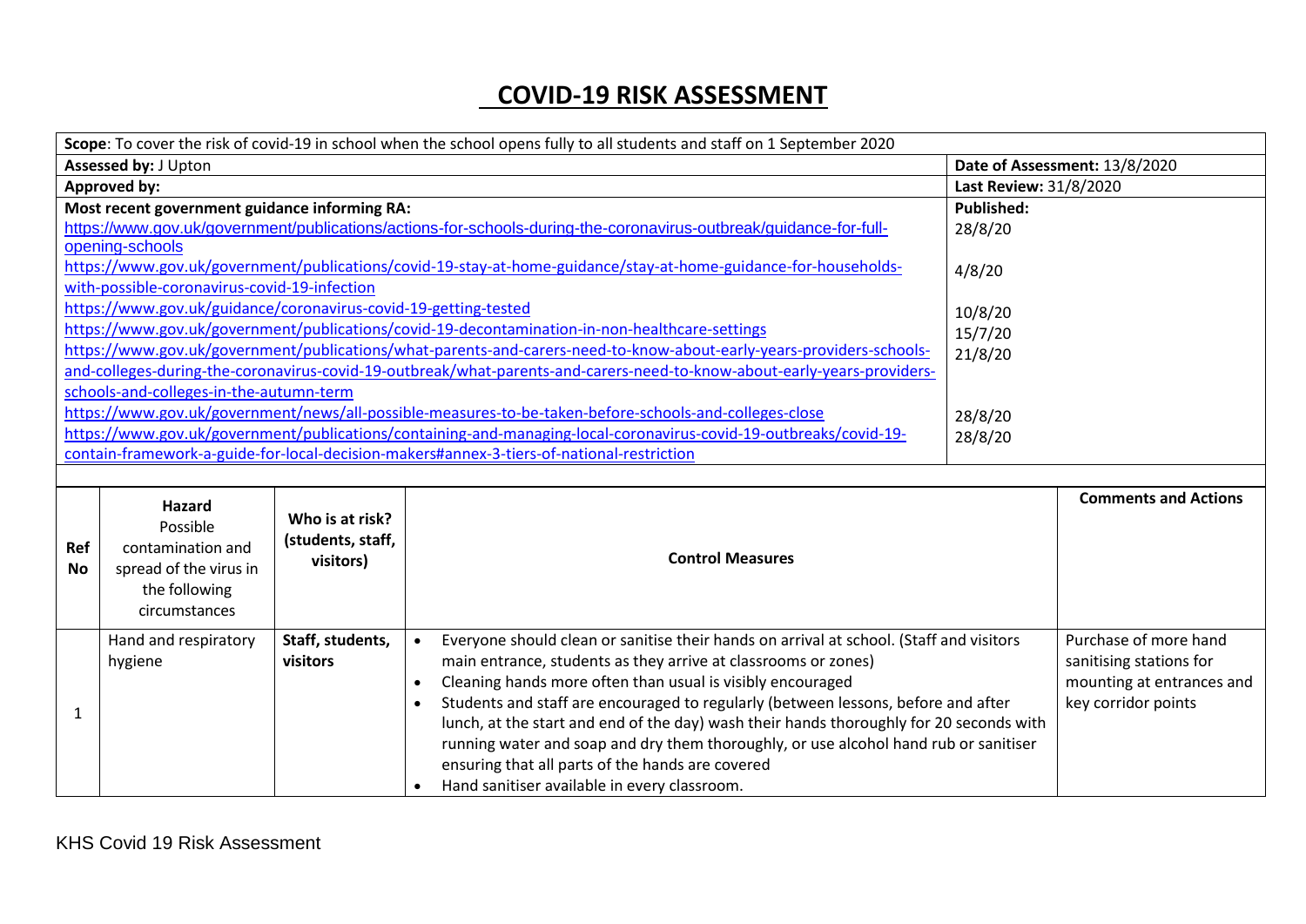# COVID-19 RISK ASSESSMENT

| | | |
|---|---|---|
| **Scope**: To cover the risk of covid-19 in school when the school opens fully to all students and staff on 1 September 2020 | | |
| **Assessed by:** J Upton | **Date of Assessment:** 13/8/2020 | |
| **Approved by:** | **Last Review:** 31/8/2020 | |
| **Most recent government guidance informing RA:** | **Published:** | |
| https://www.gov.uk/government/publications/actions-for-schools-during-the-coronavirus-outbreak/guidance-for-full-opening-schools | 28/8/20 | |
| https://www.gov.uk/government/publications/covid-19-stay-at-home-guidance/stay-at-home-guidance-for-households-with-possible-coronavirus-covid-19-infection | 4/8/20 | |
| https://www.gov.uk/guidance/coronavirus-covid-19-getting-tested | 10/8/20 | |
| https://www.gov.uk/government/publications/covid-19-decontamination-in-non-healthcare-settings | 15/7/20 | |
| https://www.gov.uk/government/publications/what-parents-and-carers-need-to-know-about-early-years-providers-schools-and-colleges-during-the-coronavirus-covid-19-outbreak/what-parents-and-carers-need-to-know-about-early-years-providers-schools-and-colleges-in-the-autumn-term | 21/8/20 | |
| https://www.gov.uk/government/news/all-possible-measures-to-be-taken-before-schools-and-colleges-close | 28/8/20 | |
| https://www.gov.uk/government/publications/containing-and-managing-local-coronavirus-covid-19-outbreaks/covid-19-contain-framework-a-guide-for-local-decision-makers#annex-3-tiers-of-national-restriction | 28/8/20 | |

| Ref No | **Hazard** Possible contamination and spread of the virus in the following circumstances | Who is at risk? (students, staff, visitors) | Control Measures | Comments and Actions |
|---|---|---|---|---|
| 1 | Hand and respiratory hygiene | **Staff, students, visitors** | • Everyone should clean or sanitise their hands on arrival at school. (Staff and visitors main entrance, students as they arrive at classrooms or zones)<br>• Cleaning hands more often than usual is visibly encouraged<br>• Students and staff are encouraged to regularly (between lessons, before and after lunch, at the start and end of the day) wash their hands thoroughly for 20 seconds with running water and soap and dry them thoroughly, or use alcohol hand rub or sanitiser ensuring that all parts of the hands are covered<br>• Hand sanitiser available in every classroom. | Purchase of more hand sanitising stations for mounting at entrances and key corridor points |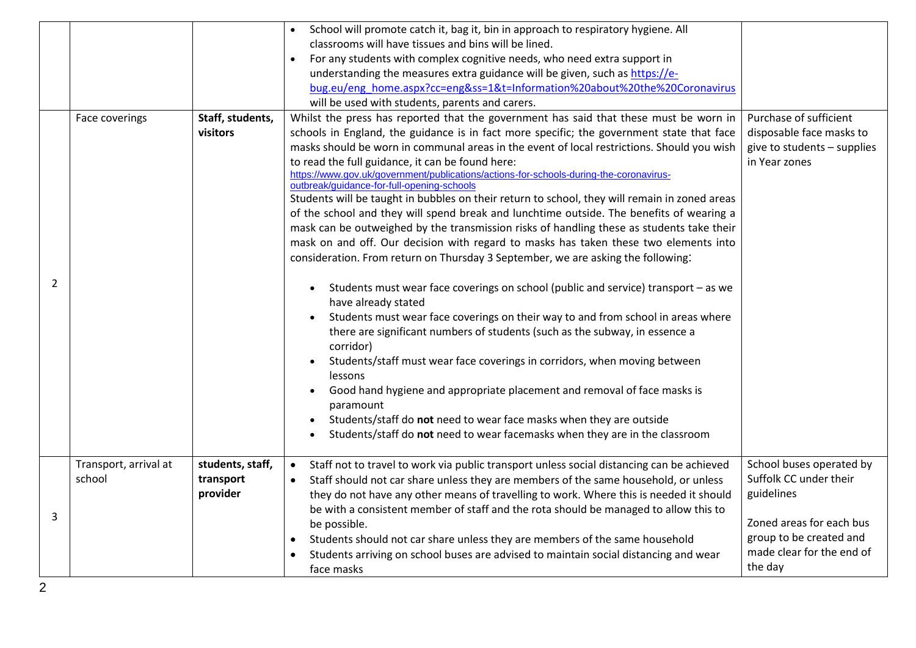| | | | | |
|---|---|---|---|---|
| | | | • School will promote catch it, bag it, bin in approach to respiratory hygiene. All classrooms will have tissues and bins will be lined.<br>• For any students with complex cognitive needs, who need extra support in understanding the measures extra guidance will be given, such as https://e-bug.eu/eng_home.aspx?cc=eng&ss=1&t=Information%20about%20the%20Coronavirus will be used with students, parents and carers. | |
| 2 | Face coverings | **Staff, students, visitors** | Whilst the press has reported that the government has said that these must be worn in schools in England, the guidance is in fact more specific; the government state that face masks should be worn in communal areas in the event of local restrictions. Should you wish to read the full guidance, it can be found here: https://www.gov.uk/government/publications/actions-for-schools-during-the-coronavirus-outbreak/guidance-for-full-opening-schools<br>Students will be taught in bubbles on their return to school, they will remain in zoned areas of the school and they will spend break and lunchtime outside. The benefits of wearing a mask can be outweighed by the transmission risks of handling these as students take their mask on and off. Our decision with regard to masks has taken these two elements into consideration. From return on Thursday 3 September, we are asking the following:<br>• Students must wear face coverings on school (public and service) transport – as we have already stated<br>• Students must wear face coverings on their way to and from school in areas where there are significant numbers of students (such as the subway, in essence a corridor)<br>• Students/staff must wear face coverings in corridors, when moving between lessons<br>• Good hand hygiene and appropriate placement and removal of face masks is paramount<br>• Students/staff do **not** need to wear face masks when they are outside<br>• Students/staff do **not** need to wear facemasks when they are in the classroom | Purchase of sufficient disposable face masks to give to students – supplies in Year zones |
| 3 | Transport, arrival at school | **students, staff, transport provider** | • Staff not to travel to work via public transport unless social distancing can be achieved<br>• Staff should not car share unless they are members of the same household, or unless they do not have any other means of travelling to work. Where this is needed it should be with a consistent member of staff and the rota should be managed to allow this to be possible.<br>• Students should not car share unless they are members of the same household<br>• Students arriving on school buses are advised to maintain social distancing and wear face masks | School buses operated by Suffolk CC under their guidelines<br><br>Zoned areas for each bus group to be created and made clear for the end of the day |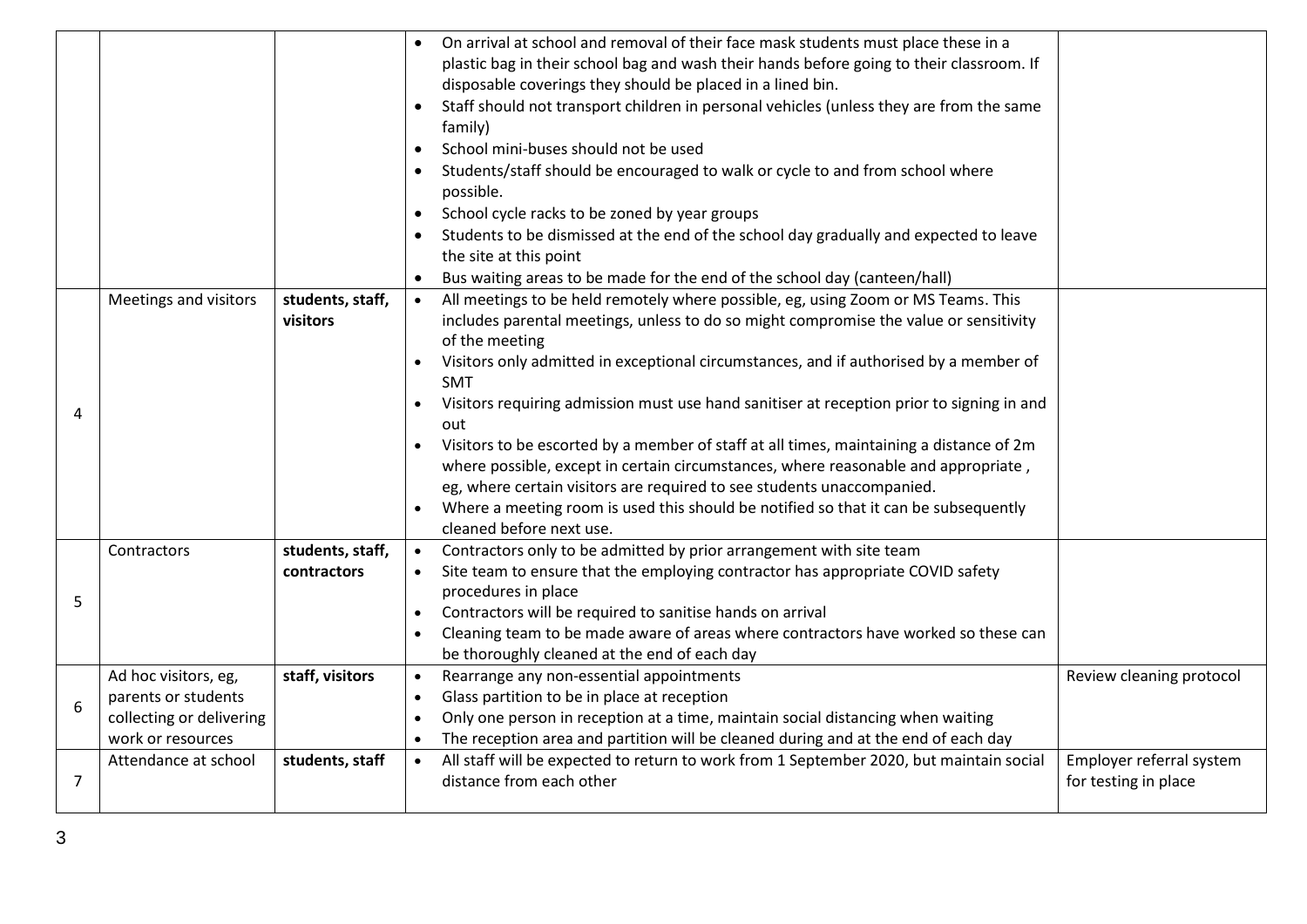| | | | | |
|---|---|---|---|---|
| | | | • On arrival at school and removal of their face mask students must place these in a plastic bag in their school bag and wash their hands before going to their classroom. If disposable coverings they should be placed in a lined bin.<br>• Staff should not transport children in personal vehicles (unless they are from the same family)<br>• School mini-buses should not be used<br>• Students/staff should be encouraged to walk or cycle to and from school where possible.<br>• School cycle racks to be zoned by year groups<br>• Students to be dismissed at the end of the school day gradually and expected to leave the site at this point<br>• Bus waiting areas to be made for the end of the school day (canteen/hall) | |
| 4 | Meetings and visitors | **students, staff, visitors** | • All meetings to be held remotely where possible, eg, using Zoom or MS Teams. This includes parental meetings, unless to do so might compromise the value or sensitivity of the meeting<br>• Visitors only admitted in exceptional circumstances, and if authorised by a member of SMT<br>• Visitors requiring admission must use hand sanitiser at reception prior to signing in and out<br>• Visitors to be escorted by a member of staff at all times, maintaining a distance of 2m where possible, except in certain circumstances, where reasonable and appropriate , eg, where certain visitors are required to see students unaccompanied.<br>• Where a meeting room is used this should be notified so that it can be subsequently cleaned before next use. | |
| 5 | Contractors | **students, staff, contractors** | • Contractors only to be admitted by prior arrangement with site team<br>• Site team to ensure that the employing contractor has appropriate COVID safety procedures in place<br>• Contractors will be required to sanitise hands on arrival<br>• Cleaning team to be made aware of areas where contractors have worked so these can be thoroughly cleaned at the end of each day | |
| 6 | Ad hoc visitors, eg, parents or students collecting or delivering work or resources | **staff, visitors** | • Rearrange any non-essential appointments<br>• Glass partition to be in place at reception<br>• Only one person in reception at a time, maintain social distancing when waiting<br>• The reception area and partition will be cleaned during and at the end of each day | Review cleaning protocol |
| 7 | Attendance at school | **students, staff** | • All staff will be expected to return to work from 1 September 2020, but maintain social distance from each other | Employer referral system for testing in place |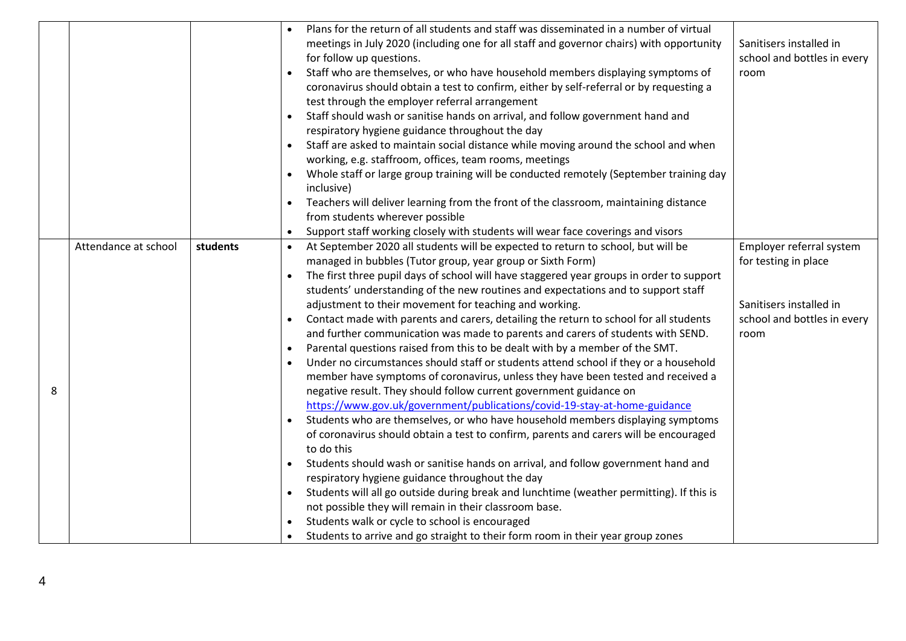| | | | | |
|---|---|---|---|---|
| | | | • Plans for the return of all students and staff was disseminated in a number of virtual meetings in July 2020 (including one for all staff and governor chairs) with opportunity for follow up questions.<br>• Staff who are themselves, or who have household members displaying symptoms of coronavirus should obtain a test to confirm, either by self-referral or by requesting a test through the employer referral arrangement<br>• Staff should wash or sanitise hands on arrival, and follow government hand and respiratory hygiene guidance throughout the day<br>• Staff are asked to maintain social distance while moving around the school and when working, e.g. staffroom, offices, team rooms, meetings<br>• Whole staff or large group training will be conducted remotely (September training day inclusive)<br>• Teachers will deliver learning from the front of the classroom, maintaining distance from students wherever possible<br>• Support staff working closely with students will wear face coverings and visors | Sanitisers installed in school and bottles in every room |
| 8 | Attendance at school | **students** | • At September 2020 all students will be expected to return to school, but will be managed in bubbles (Tutor group, year group or Sixth Form)<br>• The first three pupil days of school will have staggered year groups in order to support students' understanding of the new routines and expectations and to support staff adjustment to their movement for teaching and working.<br>• Contact made with parents and carers, detailing the return to school for all students and further communication was made to parents and carers of students with SEND.<br>• Parental questions raised from this to be dealt with by a member of the SMT.<br>• Under no circumstances should staff or students attend school if they or a household member have symptoms of coronavirus, unless they have been tested and received a negative result. They should follow current government guidance on https://www.gov.uk/government/publications/covid-19-stay-at-home-guidance<br>• Students who are themselves, or who have household members displaying symptoms of coronavirus should obtain a test to confirm, parents and carers will be encouraged to do this<br>• Students should wash or sanitise hands on arrival, and follow government hand and respiratory hygiene guidance throughout the day<br>• Students will all go outside during break and lunchtime (weather permitting). If this is not possible they will remain in their classroom base.<br>• Students walk or cycle to school is encouraged<br>• Students to arrive and go straight to their form room in their year group zones | Employer referral system for testing in place<br><br>Sanitisers installed in school and bottles in every room |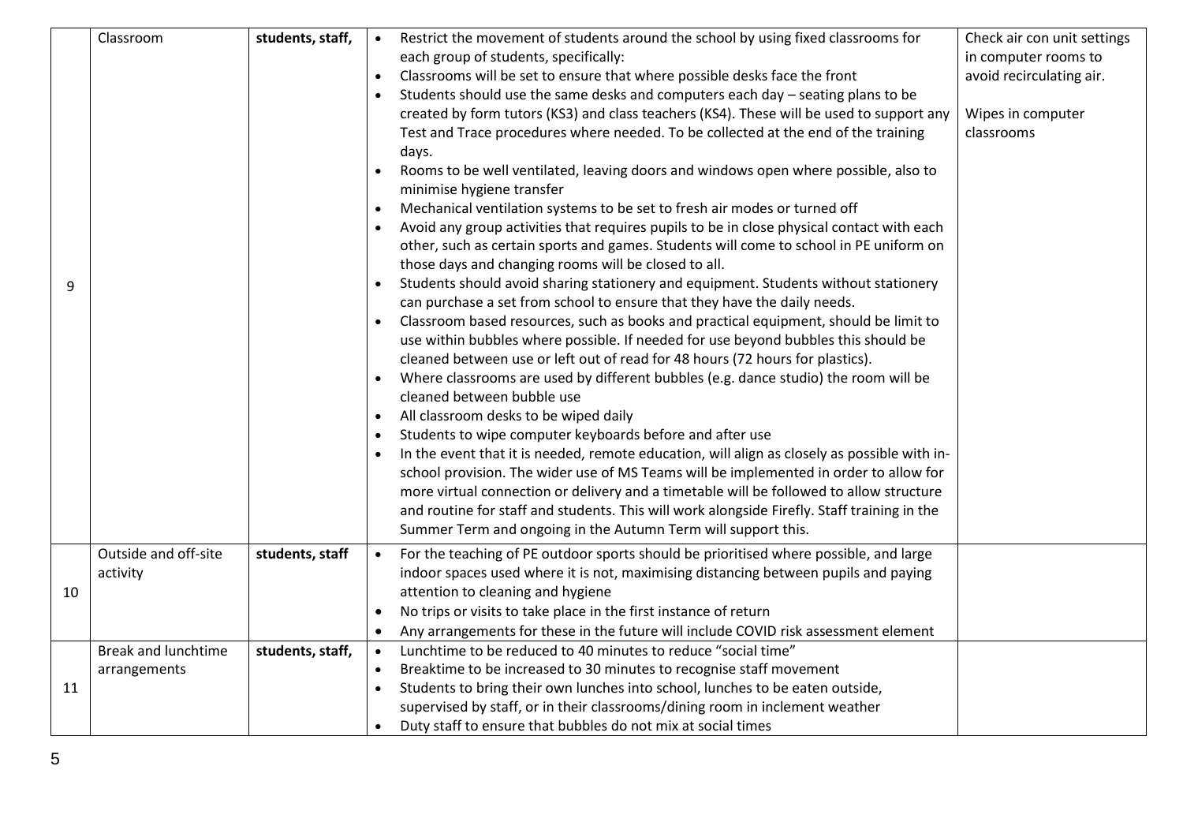| | | | | |
|---|---|---|---|---|
| 9 | Classroom | **students, staff,** | • Restrict the movement of students around the school by using fixed classrooms for each group of students, specifically:<br>• Classrooms will be set to ensure that where possible desks face the front<br>• Students should use the same desks and computers each day – seating plans to be created by form tutors (KS3) and class teachers (KS4). These will be used to support any Test and Trace procedures where needed. To be collected at the end of the training days.<br>• Rooms to be well ventilated, leaving doors and windows open where possible, also to minimise hygiene transfer<br>• Mechanical ventilation systems to be set to fresh air modes or turned off<br>• Avoid any group activities that requires pupils to be in close physical contact with each other, such as certain sports and games. Students will come to school in PE uniform on those days and changing rooms will be closed to all.<br>• Students should avoid sharing stationery and equipment. Students without stationery can purchase a set from school to ensure that they have the daily needs.<br>• Classroom based resources, such as books and practical equipment, should be limit to use within bubbles where possible. If needed for use beyond bubbles this should be cleaned between use or left out of read for 48 hours (72 hours for plastics).<br>• Where classrooms are used by different bubbles (e.g. dance studio) the room will be cleaned between bubble use<br>• All classroom desks to be wiped daily<br>• Students to wipe computer keyboards before and after use<br>• In the event that it is needed, remote education, will align as closely as possible with in-school provision. The wider use of MS Teams will be implemented in order to allow for more virtual connection or delivery and a timetable will be followed to allow structure and routine for staff and students. This will work alongside Firefly. Staff training in the Summer Term and ongoing in the Autumn Term will support this. | Check air con unit settings in computer rooms to avoid recirculating air.<br><br>Wipes in computer classrooms |
| 10 | Outside and off-site activity | **students, staff** | • For the teaching of PE outdoor sports should be prioritised where possible, and large indoor spaces used where it is not, maximising distancing between pupils and paying attention to cleaning and hygiene<br>• No trips or visits to take place in the first instance of return<br>• Any arrangements for these in the future will include COVID risk assessment element | |
| 11 | Break and lunchtime arrangements | **students, staff,** | • Lunchtime to be reduced to 40 minutes to reduce "social time"<br>• Breaktime to be increased to 30 minutes to recognise staff movement<br>• Students to bring their own lunches into school, lunches to be eaten outside, supervised by staff, or in their classrooms/dining room in inclement weather<br>• Duty staff to ensure that bubbles do not mix at social times | |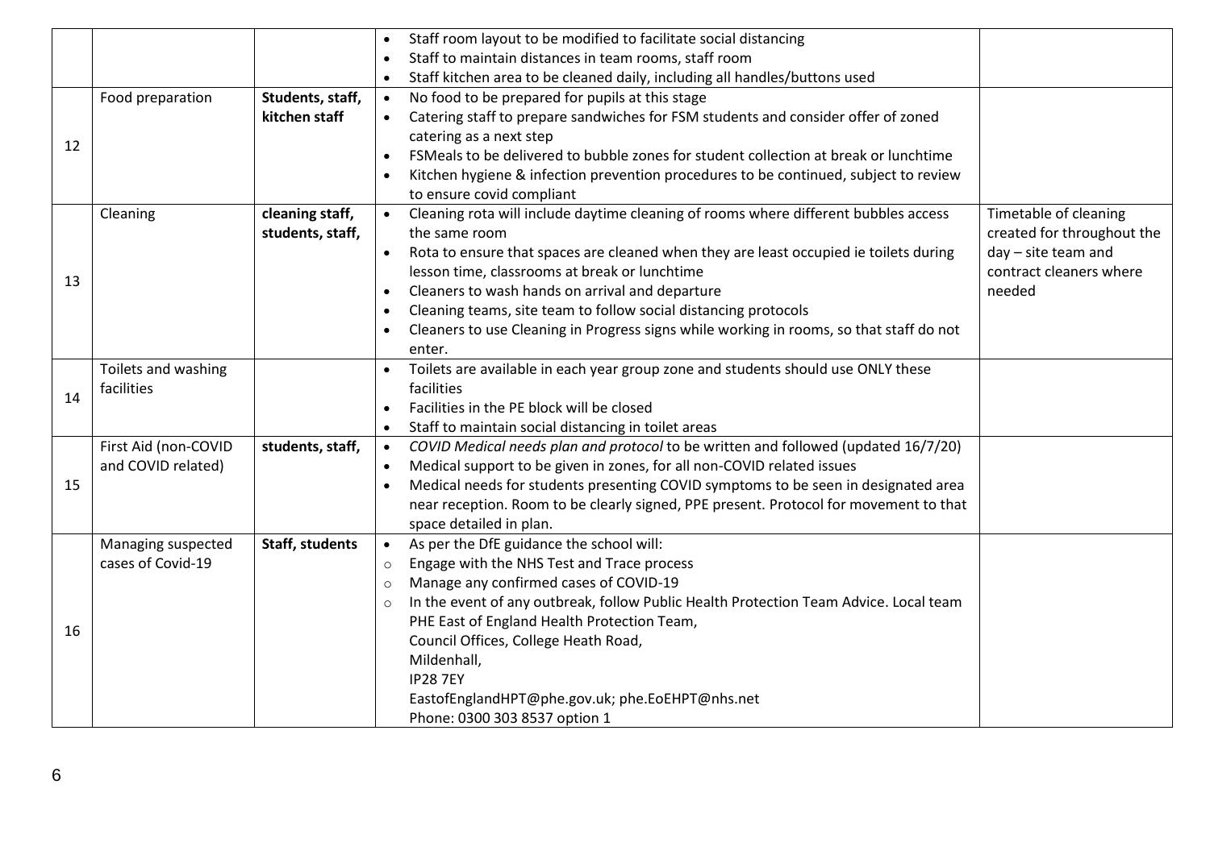|  |  |  |  |  |
|---|---|---|---|---|
|  |  |  | • Staff room layout to be modified to facilitate social distancing<br>• Staff to maintain distances in team rooms, staff room<br>• Staff kitchen area to be cleaned daily, including all handles/buttons used |  |
| 12 | Food preparation | **Students, staff, kitchen staff** | • No food to be prepared for pupils at this stage<br>• Catering staff to prepare sandwiches for FSM students and consider offer of zoned catering as a next step<br>• FSMeals to be delivered to bubble zones for student collection at break or lunchtime<br>• Kitchen hygiene & infection prevention procedures to be continued, subject to review to ensure covid compliant |  |
| 13 | Cleaning | **cleaning staff, students, staff,** | • Cleaning rota will include daytime cleaning of rooms where different bubbles access the same room<br>• Rota to ensure that spaces are cleaned when they are least occupied ie toilets during lesson time, classrooms at break or lunchtime<br>• Cleaners to wash hands on arrival and departure<br>• Cleaning teams, site team to follow social distancing protocols<br>• Cleaners to use Cleaning in Progress signs while working in rooms, so that staff do not enter. | Timetable of cleaning created for throughout the day – site team and contract cleaners where needed |
| 14 | Toilets and washing facilities |  | • Toilets are available in each year group zone and students should use ONLY these facilities<br>• Facilities in the PE block will be closed<br>• Staff to maintain social distancing in toilet areas |  |
| 15 | First Aid (non-COVID and COVID related) | **students, staff,** | • *COVID Medical needs plan and protocol* to be written and followed (updated 16/7/20)<br>• Medical support to be given in zones, for all non-COVID related issues<br>• Medical needs for students presenting COVID symptoms to be seen in designated area near reception. Room to be clearly signed, PPE present. Protocol for movement to that space detailed in plan. |  |
| 16 | Managing suspected cases of Covid-19 | **Staff, students** | • As per the DfE guidance the school will:<br>○ Engage with the NHS Test and Trace process<br>○ Manage any confirmed cases of COVID-19<br>○ In the event of any outbreak, follow Public Health Protection Team Advice. Local team PHE East of England Health Protection Team,<br>Council Offices, College Heath Road,<br>Mildenhall,<br>IP28 7EY<br>EastofEnglandHPT@phe.gov.uk; phe.EoEHPT@nhs.net<br>Phone: 0300 303 8537 option 1 |  |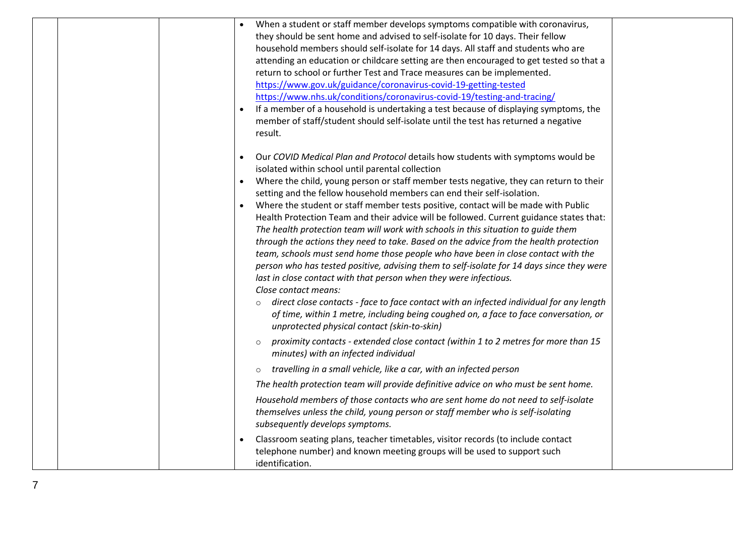| | | | | |
|---|---|---|---|---|
| | | | • When a student or staff member develops symptoms compatible with coronavirus, they should be sent home and advised to self-isolate for 10 days. Their fellow household members should self-isolate for 14 days. All staff and students who are attending an education or childcare setting are then encouraged to get tested so that a return to school or further Test and Trace measures can be implemented. https://www.gov.uk/guidance/coronavirus-covid-19-getting-tested https://www.nhs.uk/conditions/coronavirus-covid-19/testing-and-tracing/ <br>• If a member of a household is undertaking a test because of displaying symptoms, the member of staff/student should self-isolate until the test has returned a negative result. <br><br>• Our *COVID Medical Plan and Protocol* details how students with symptoms would be isolated within school until parental collection <br>• Where the child, young person or staff member tests negative, they can return to their setting and the fellow household members can end their self-isolation. <br>• Where the student or staff member tests positive, contact will be made with Public Health Protection Team and their advice will be followed. Current guidance states that: *The health protection team will work with schools in this situation to guide them through the actions they need to take. Based on the advice from the health protection team, schools must send home those people who have been in close contact with the person who has tested positive, advising them to self-isolate for 14 days since they were last in close contact with that person when they were infectious.* *Close contact means:* <br>  ○ *direct close contacts - face to face contact with an infected individual for any length of time, within 1 metre, including being coughed on, a face to face conversation, or unprotected physical contact (skin-to-skin)* <br>  ○ *proximity contacts - extended close contact (within 1 to 2 metres for more than 15 minutes) with an infected individual* <br>  ○ *travelling in a small vehicle, like a car, with an infected person* <br>*The health protection team will provide definitive advice on who must be sent home.* <br>*Household members of those contacts who are sent home do not need to self-isolate themselves unless the child, young person or staff member who is self-isolating subsequently develops symptoms.* <br>• Classroom seating plans, teacher timetables, visitor records (to include contact telephone number) and known meeting groups will be used to support such identification. | |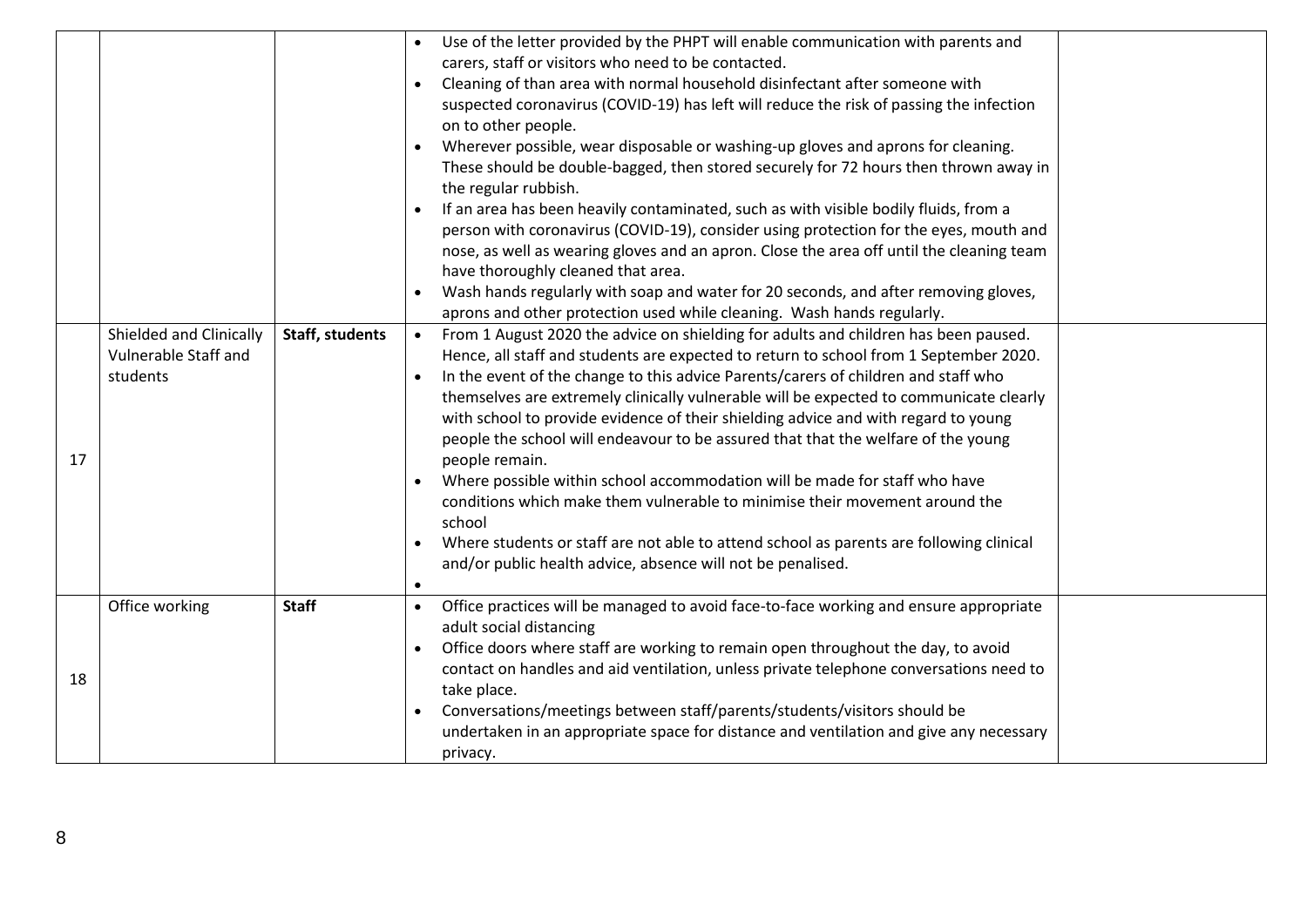| | | | | |
|---|---|---|---|---|
| | | | • Use of the letter provided by the PHPT will enable communication with parents and carers, staff or visitors who need to be contacted.<br>• Cleaning of than area with normal household disinfectant after someone with suspected coronavirus (COVID-19) has left will reduce the risk of passing the infection on to other people.<br>• Wherever possible, wear disposable or washing-up gloves and aprons for cleaning. These should be double-bagged, then stored securely for 72 hours then thrown away in the regular rubbish.<br>• If an area has been heavily contaminated, such as with visible bodily fluids, from a person with coronavirus (COVID-19), consider using protection for the eyes, mouth and nose, as well as wearing gloves and an apron. Close the area off until the cleaning team have thoroughly cleaned that area.<br>• Wash hands regularly with soap and water for 20 seconds, and after removing gloves, aprons and other protection used while cleaning. Wash hands regularly. | |
| 17 | Shielded and Clinically Vulnerable Staff and students | **Staff, students** | • From 1 August 2020 the advice on shielding for adults and children has been paused. Hence, all staff and students are expected to return to school from 1 September 2020.<br>• In the event of the change to this advice Parents/carers of children and staff who themselves are extremely clinically vulnerable will be expected to communicate clearly with school to provide evidence of their shielding advice and with regard to young people the school will endeavour to be assured that that the welfare of the young people remain.<br>• Where possible within school accommodation will be made for staff who have conditions which make them vulnerable to minimise their movement around the school<br>• Where students or staff are not able to attend school as parents are following clinical and/or public health advice, absence will not be penalised.<br>• | |
| 18 | Office working | **Staff** | • Office practices will be managed to avoid face-to-face working and ensure appropriate adult social distancing<br>• Office doors where staff are working to remain open throughout the day, to avoid contact on handles and aid ventilation, unless private telephone conversations need to take place.<br>• Conversations/meetings between staff/parents/students/visitors should be undertaken in an appropriate space for distance and ventilation and give any necessary privacy. | |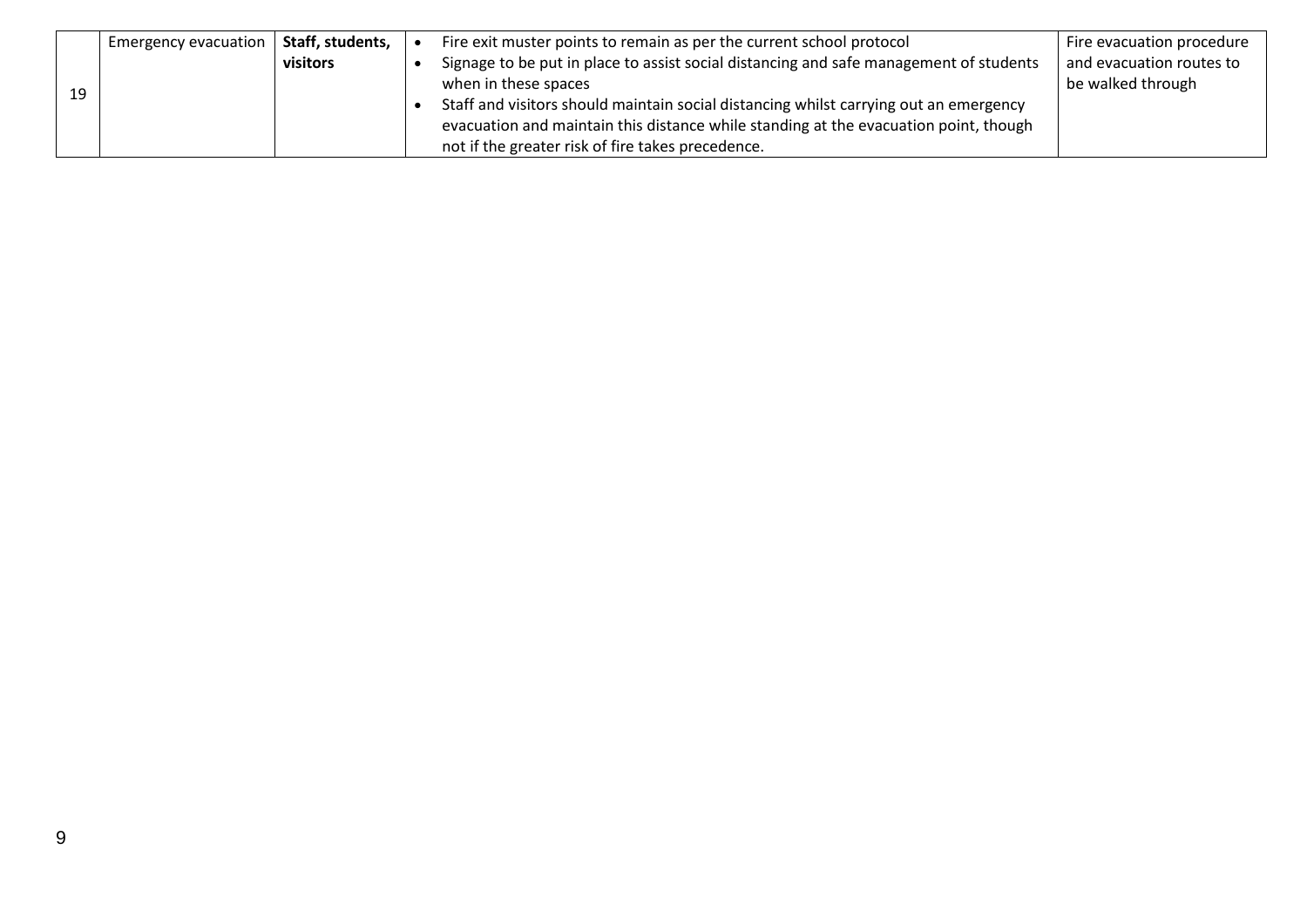| | | | | |
|---|---|---|---|---|
| 19 | Emergency evacuation | **Staff, students, visitors** | • Fire exit muster points to remain as per the current school protocol<br>• Signage to be put in place to assist social distancing and safe management of students when in these spaces<br>• Staff and visitors should maintain social distancing whilst carrying out an emergency evacuation and maintain this distance while standing at the evacuation point, though not if the greater risk of fire takes precedence. | Fire evacuation procedure and evacuation routes to be walked through |